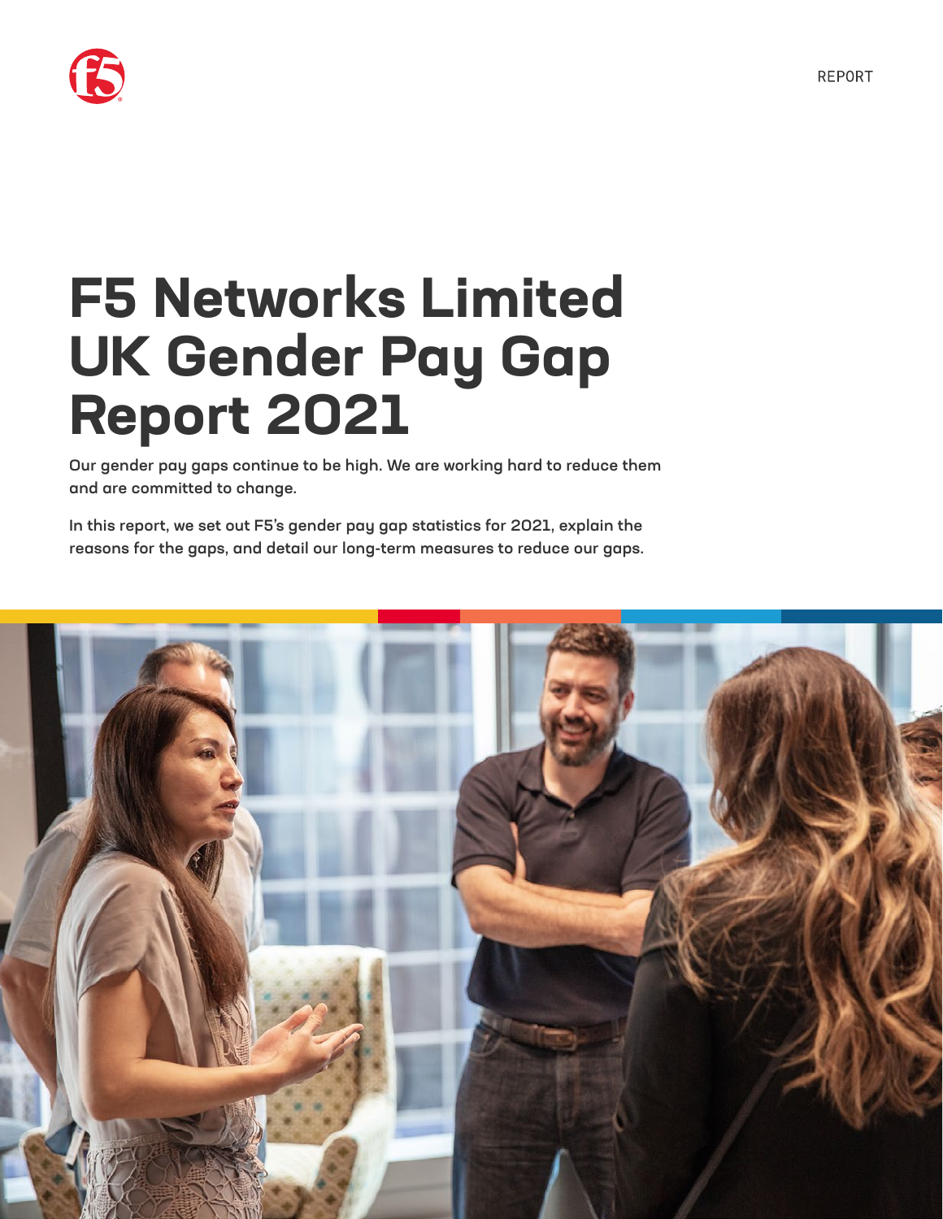REPORT

# F5 Networks Limited UK Gender Pay Gap Report 2021

**Our gender pay gaps continue to be high. We are working hard to reduce them and are committed to change.**

**In this report, we set out F5's gender pay gap statistics for 2021, explain the reasons for the gaps, and detail our long-term measures to reduce our gaps.**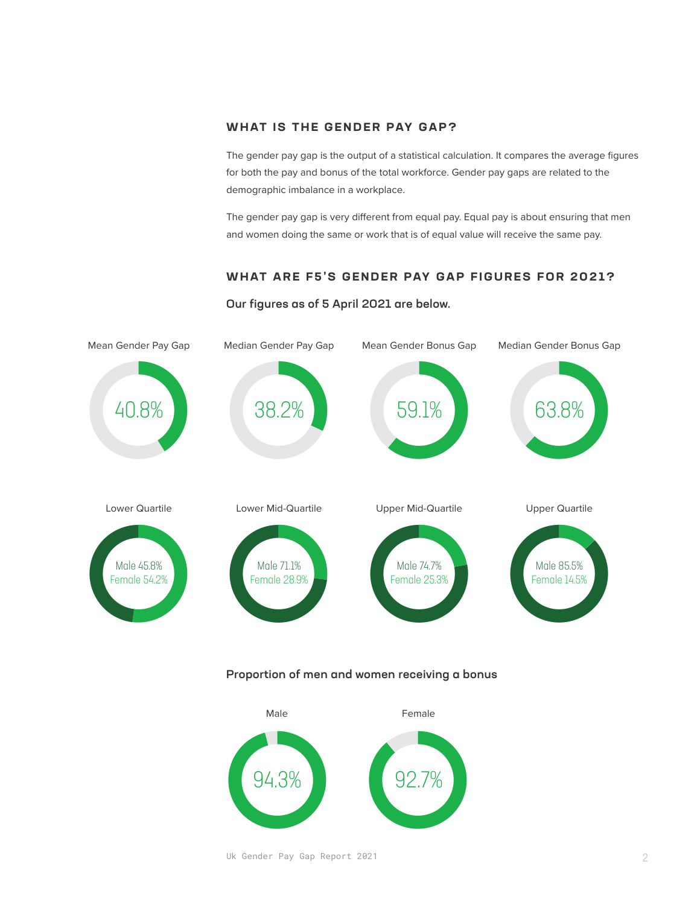## WHAT IS THE GENDER PAY GAP?

The gender pay gap is the output of a statistical calculation. It compares the average figures for both the pay and bonus of the total workforce. Gender pay gaps are related to the demographic imbalance in a workplace.

The gender pay gap is very different from equal pay. Equal pay is about ensuring that men and women doing the same or work that is of equal value will receive the same pay.

## WHAT ARE F5'S GENDER PAY GAP FIGURES FOR 2021?

**Our figures as of 5 April 2021 are below.**

| Mean Gender Pay Gap | Median Gender Pay Gap | Mean Gender Bonus Gap | Median Gender Bonus Gap |
|---|---|---|---|
| 40.8% | 38.2% | 59.1% | 63.8% |

| Lower Quartile | Lower Mid-Quartile | Upper Mid-Quartile | Upper Quartile |
|---|---|---|---|
| Male 45.8% | Male 71.1% | Male 74.7% | Male 85.5% |
| Female 54.2% | Female 28.9% | Female 25.3% | Female 14.5% |

**Proportion of men and women receiving a bonus**

| Male | Female |
|---|---|
| 94.3% | 92.7% |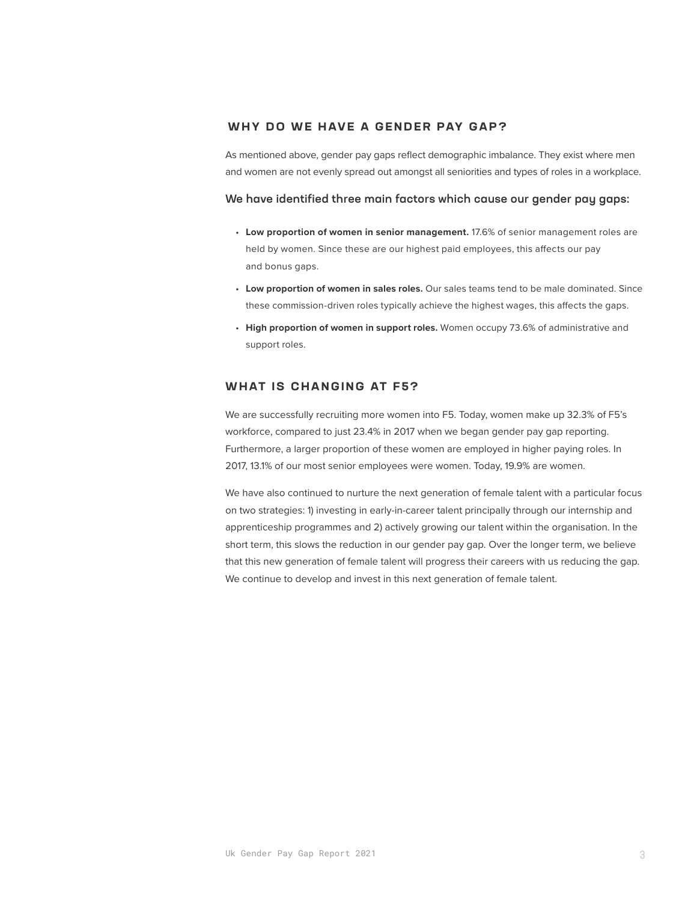## WHY DO WE HAVE A GENDER PAY GAP?

As mentioned above, gender pay gaps reflect demographic imbalance. They exist where men and women are not evenly spread out amongst all seniorities and types of roles in a workplace.

### We have identified three main factors which cause our gender pay gaps:

- **Low proportion of women in senior management.** 17.6% of senior management roles are held by women. Since these are our highest paid employees, this affects our pay and bonus gaps.
- **Low proportion of women in sales roles.** Our sales teams tend to be male dominated. Since these commission-driven roles typically achieve the highest wages, this affects the gaps.
- **High proportion of women in support roles.** Women occupy 73.6% of administrative and support roles.

## WHAT IS CHANGING AT F5?

We are successfully recruiting more women into F5. Today, women make up 32.3% of F5's workforce, compared to just 23.4% in 2017 when we began gender pay gap reporting. Furthermore, a larger proportion of these women are employed in higher paying roles. In 2017, 13.1% of our most senior employees were women. Today, 19.9% are women.

We have also continued to nurture the next generation of female talent with a particular focus on two strategies: 1) investing in early-in-career talent principally through our internship and apprenticeship programmes and 2) actively growing our talent within the organisation. In the short term, this slows the reduction in our gender pay gap. Over the longer term, we believe that this new generation of female talent will progress their careers with us reducing the gap. We continue to develop and invest in this next generation of female talent.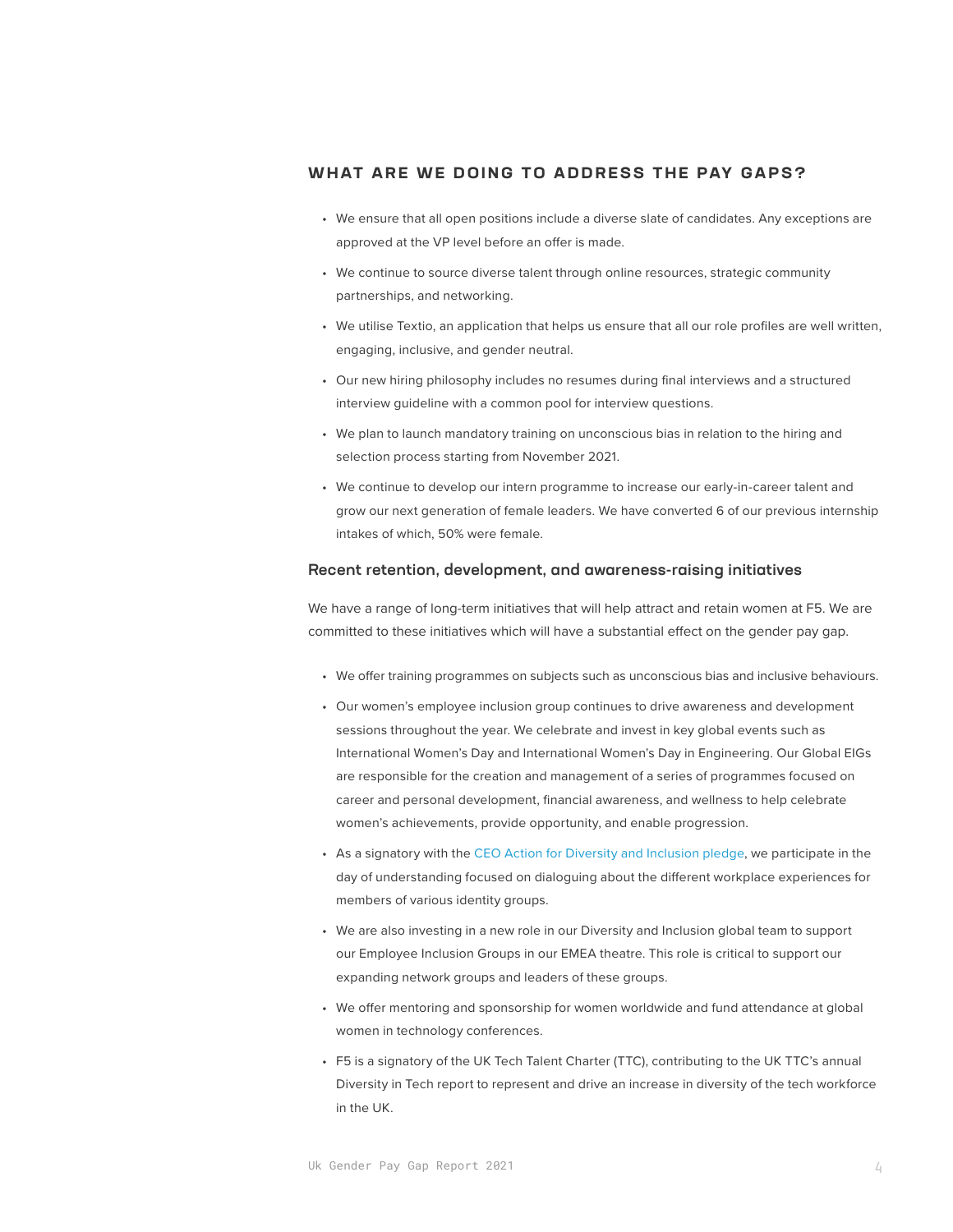## WHAT ARE WE DOING TO ADDRESS THE PAY GAPS?

- We ensure that all open positions include a diverse slate of candidates. Any exceptions are approved at the VP level before an offer is made.
- We continue to source diverse talent through online resources, strategic community partnerships, and networking.
- We utilise Textio, an application that helps us ensure that all our role profiles are well written, engaging, inclusive, and gender neutral.
- Our new hiring philosophy includes no resumes during final interviews and a structured interview guideline with a common pool for interview questions.
- We plan to launch mandatory training on unconscious bias in relation to the hiring and selection process starting from November 2021.
- We continue to develop our intern programme to increase our early-in-career talent and grow our next generation of female leaders. We have converted 6 of our previous internship intakes of which, 50% were female.

### Recent retention, development, and awareness-raising initiatives

We have a range of long-term initiatives that will help attract and retain women at F5. We are committed to these initiatives which will have a substantial effect on the gender pay gap.

- We offer training programmes on subjects such as unconscious bias and inclusive behaviours.
- Our women's employee inclusion group continues to drive awareness and development sessions throughout the year. We celebrate and invest in key global events such as International Women's Day and International Women's Day in Engineering. Our Global EIGs are responsible for the creation and management of a series of programmes focused on career and personal development, financial awareness, and wellness to help celebrate women's achievements, provide opportunity, and enable progression.
- As a signatory with the CEO Action for Diversity and Inclusion pledge, we participate in the day of understanding focused on dialoguing about the different workplace experiences for members of various identity groups.
- We are also investing in a new role in our Diversity and Inclusion global team to support our Employee Inclusion Groups in our EMEA theatre. This role is critical to support our expanding network groups and leaders of these groups.
- We offer mentoring and sponsorship for women worldwide and fund attendance at global women in technology conferences.
- F5 is a signatory of the UK Tech Talent Charter (TTC), contributing to the UK TTC's annual Diversity in Tech report to represent and drive an increase in diversity of the tech workforce in the UK.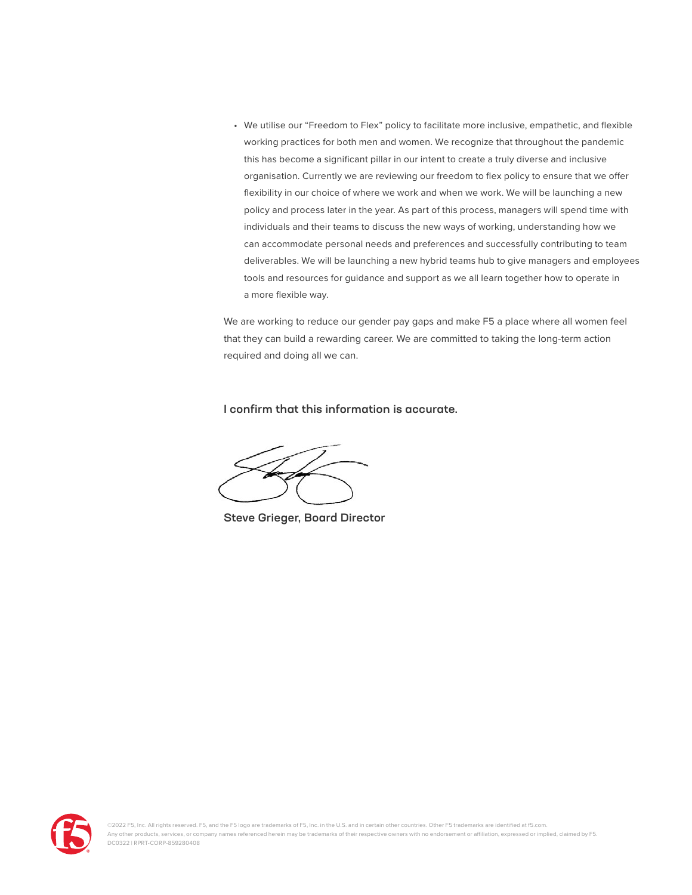- We utilise our “Freedom to Flex” policy to facilitate more inclusive, empathetic, and flexible working practices for both men and women. We recognize that throughout the pandemic this has become a significant pillar in our intent to create a truly diverse and inclusive organisation. Currently we are reviewing our freedom to flex policy to ensure that we offer flexibility in our choice of where we work and when we work. We will be launching a new policy and process later in the year. As part of this process, managers will spend time with individuals and their teams to discuss the new ways of working, understanding how we can accommodate personal needs and preferences and successfully contributing to team deliverables. We will be launching a new hybrid teams hub to give managers and employees tools and resources for guidance and support as we all learn together how to operate in a more flexible way.

We are working to reduce our gender pay gaps and make F5 a place where all women feel that they can build a rewarding career. We are committed to taking the long-term action required and doing all we can.

**I confirm that this information is accurate.**

**Steve Grieger, Board Director**

©2022 F5, Inc. All rights reserved. F5, and the F5 logo are trademarks of F5, Inc. in the U.S. and in certain other countries. Other F5 trademarks are identified at f5.com. Any other products, services, or company names referenced herein may be trademarks of their respective owners with no endorsement or affiliation, expressed or implied, claimed by F5. DC0322 | RPRT-CORP-859280408